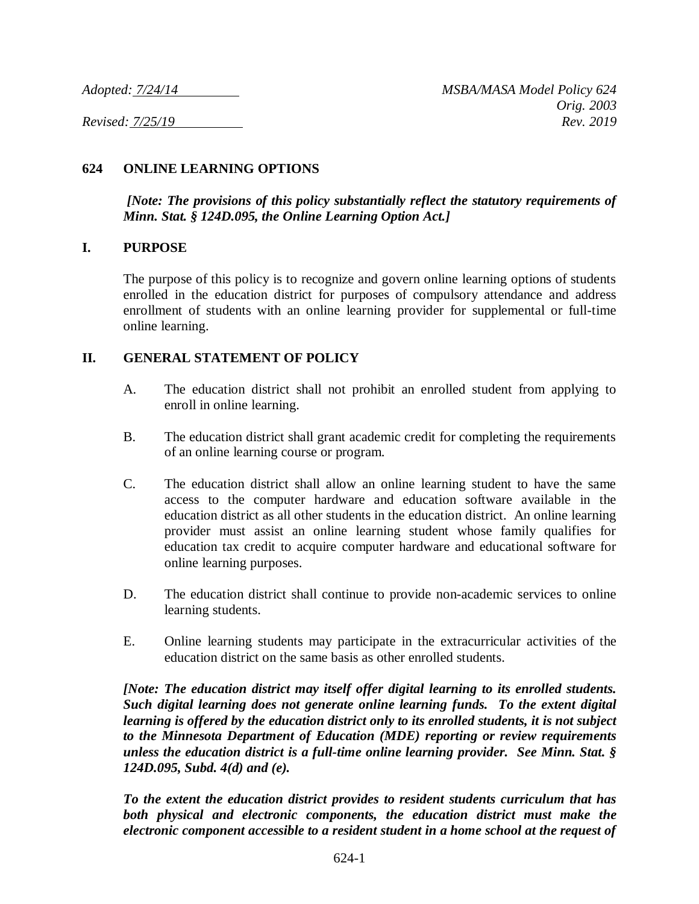*Adopted: 7/24/14*  *MSBA/MASA Model Policy 624*
*Orig. 2003*
*Revised: 7/25/19*  *Rev. 2019*

# 624 ONLINE LEARNING OPTIONS

***[Note: The provisions of this policy substantially reflect the statutory requirements of Minn. Stat. § 124D.095, the Online Learning Option Act.]***

## I. PURPOSE

The purpose of this policy is to recognize and govern online learning options of students enrolled in the education district for purposes of compulsory attendance and address enrollment of students with an online learning provider for supplemental or full-time online learning.

## II. GENERAL STATEMENT OF POLICY

A. The education district shall not prohibit an enrolled student from applying to enroll in online learning.

B. The education district shall grant academic credit for completing the requirements of an online learning course or program.

C. The education district shall allow an online learning student to have the same access to the computer hardware and education software available in the education district as all other students in the education district. An online learning provider must assist an online learning student whose family qualifies for education tax credit to acquire computer hardware and educational software for online learning purposes.

D. The education district shall continue to provide non-academic services to online learning students.

E. Online learning students may participate in the extracurricular activities of the education district on the same basis as other enrolled students.

***[Note: The education district may itself offer digital learning to its enrolled students. Such digital learning does not generate online learning funds. To the extent digital learning is offered by the education district only to its enrolled students, it is not subject to the Minnesota Department of Education (MDE) reporting or review requirements unless the education district is a full-time online learning provider. See Minn. Stat. § 124D.095, Subd. 4(d) and (e).***

***To the extent the education district provides to resident students curriculum that has both physical and electronic components, the education district must make the electronic component accessible to a resident student in a home school at the request of***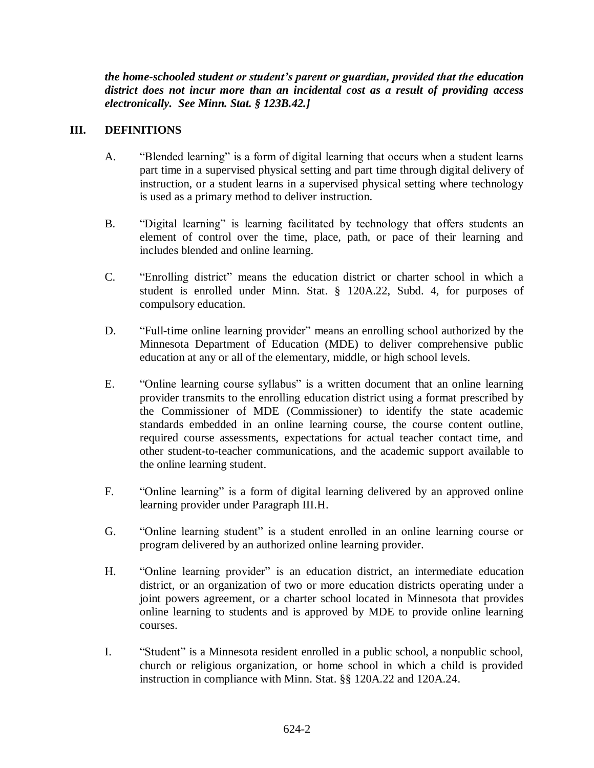***the home-schooled student or student's parent or guardian, provided that the education district does not incur more than an incidental cost as a result of providing access electronically. See Minn. Stat. § 123B.42.]***

## III. DEFINITIONS

A. "Blended learning" is a form of digital learning that occurs when a student learns part time in a supervised physical setting and part time through digital delivery of instruction, or a student learns in a supervised physical setting where technology is used as a primary method to deliver instruction.

B. "Digital learning" is learning facilitated by technology that offers students an element of control over the time, place, path, or pace of their learning and includes blended and online learning.

C. "Enrolling district" means the education district or charter school in which a student is enrolled under Minn. Stat. § 120A.22, Subd. 4, for purposes of compulsory education.

D. "Full-time online learning provider" means an enrolling school authorized by the Minnesota Department of Education (MDE) to deliver comprehensive public education at any or all of the elementary, middle, or high school levels.

E. "Online learning course syllabus" is a written document that an online learning provider transmits to the enrolling education district using a format prescribed by the Commissioner of MDE (Commissioner) to identify the state academic standards embedded in an online learning course, the course content outline, required course assessments, expectations for actual teacher contact time, and other student-to-teacher communications, and the academic support available to the online learning student.

F. "Online learning" is a form of digital learning delivered by an approved online learning provider under Paragraph III.H.

G. "Online learning student" is a student enrolled in an online learning course or program delivered by an authorized online learning provider.

H. "Online learning provider" is an education district, an intermediate education district, or an organization of two or more education districts operating under a joint powers agreement, or a charter school located in Minnesota that provides online learning to students and is approved by MDE to provide online learning courses.

I. "Student" is a Minnesota resident enrolled in a public school, a nonpublic school, church or religious organization, or home school in which a child is provided instruction in compliance with Minn. Stat. §§ 120A.22 and 120A.24.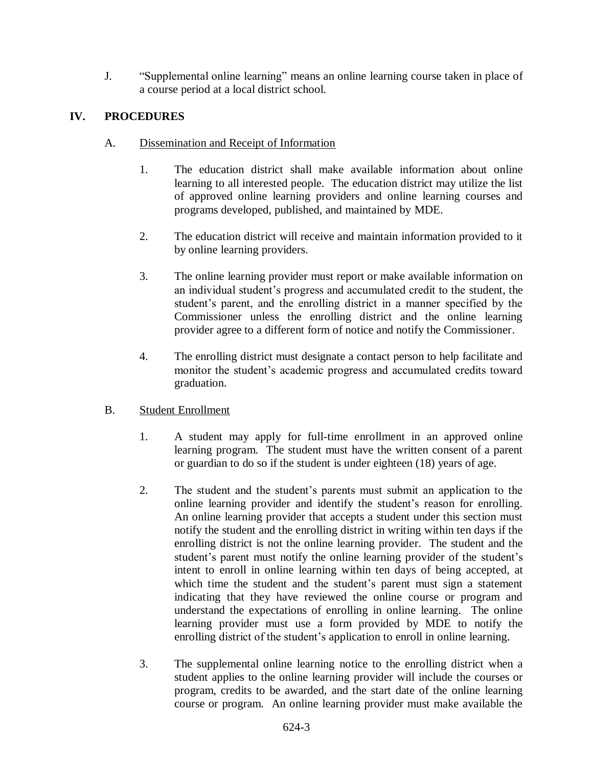J. "Supplemental online learning" means an online learning course taken in place of a course period at a local district school.

## IV. PROCEDURES

### A. Dissemination and Receipt of Information

1. The education district shall make available information about online learning to all interested people. The education district may utilize the list of approved online learning providers and online learning courses and programs developed, published, and maintained by MDE.

2. The education district will receive and maintain information provided to it by online learning providers.

3. The online learning provider must report or make available information on an individual student's progress and accumulated credit to the student, the student's parent, and the enrolling district in a manner specified by the Commissioner unless the enrolling district and the online learning provider agree to a different form of notice and notify the Commissioner.

4. The enrolling district must designate a contact person to help facilitate and monitor the student's academic progress and accumulated credits toward graduation.

### B. Student Enrollment

1. A student may apply for full-time enrollment in an approved online learning program. The student must have the written consent of a parent or guardian to do so if the student is under eighteen (18) years of age.

2. The student and the student's parents must submit an application to the online learning provider and identify the student's reason for enrolling. An online learning provider that accepts a student under this section must notify the student and the enrolling district in writing within ten days if the enrolling district is not the online learning provider. The student and the student's parent must notify the online learning provider of the student's intent to enroll in online learning within ten days of being accepted, at which time the student and the student's parent must sign a statement indicating that they have reviewed the online course or program and understand the expectations of enrolling in online learning. The online learning provider must use a form provided by MDE to notify the enrolling district of the student's application to enroll in online learning.

3. The supplemental online learning notice to the enrolling district when a student applies to the online learning provider will include the courses or program, credits to be awarded, and the start date of the online learning course or program. An online learning provider must make available the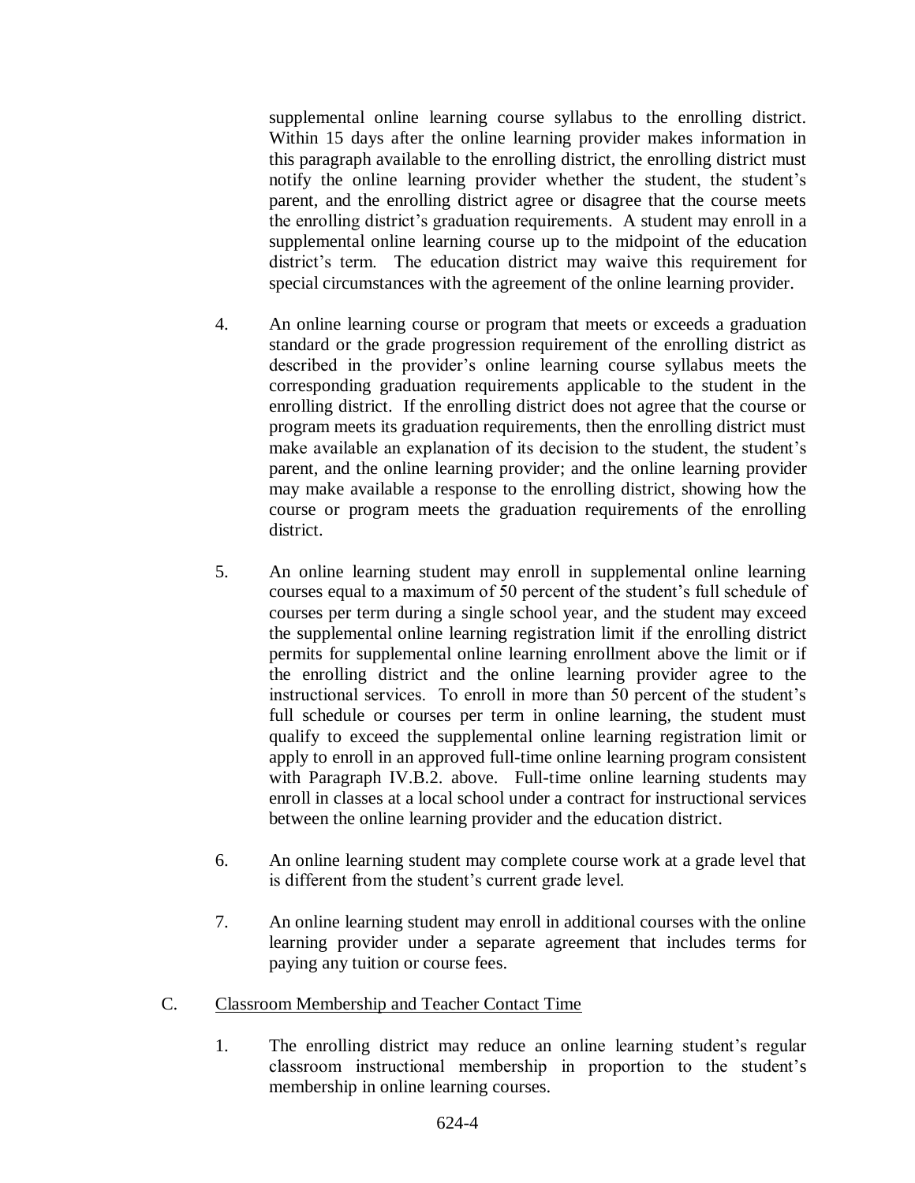supplemental online learning course syllabus to the enrolling district. Within 15 days after the online learning provider makes information in this paragraph available to the enrolling district, the enrolling district must notify the online learning provider whether the student, the student's parent, and the enrolling district agree or disagree that the course meets the enrolling district's graduation requirements. A student may enroll in a supplemental online learning course up to the midpoint of the education district's term. The education district may waive this requirement for special circumstances with the agreement of the online learning provider.

4. An online learning course or program that meets or exceeds a graduation standard or the grade progression requirement of the enrolling district as described in the provider's online learning course syllabus meets the corresponding graduation requirements applicable to the student in the enrolling district. If the enrolling district does not agree that the course or program meets its graduation requirements, then the enrolling district must make available an explanation of its decision to the student, the student's parent, and the online learning provider; and the online learning provider may make available a response to the enrolling district, showing how the course or program meets the graduation requirements of the enrolling district.

5. An online learning student may enroll in supplemental online learning courses equal to a maximum of 50 percent of the student's full schedule of courses per term during a single school year, and the student may exceed the supplemental online learning registration limit if the enrolling district permits for supplemental online learning enrollment above the limit or if the enrolling district and the online learning provider agree to the instructional services. To enroll in more than 50 percent of the student's full schedule or courses per term in online learning, the student must qualify to exceed the supplemental online learning registration limit or apply to enroll in an approved full-time online learning program consistent with Paragraph IV.B.2. above. Full-time online learning students may enroll in classes at a local school under a contract for instructional services between the online learning provider and the education district.

6. An online learning student may complete course work at a grade level that is different from the student's current grade level.

7. An online learning student may enroll in additional courses with the online learning provider under a separate agreement that includes terms for paying any tuition or course fees.

C. Classroom Membership and Teacher Contact Time

1. The enrolling district may reduce an online learning student's regular classroom instructional membership in proportion to the student's membership in online learning courses.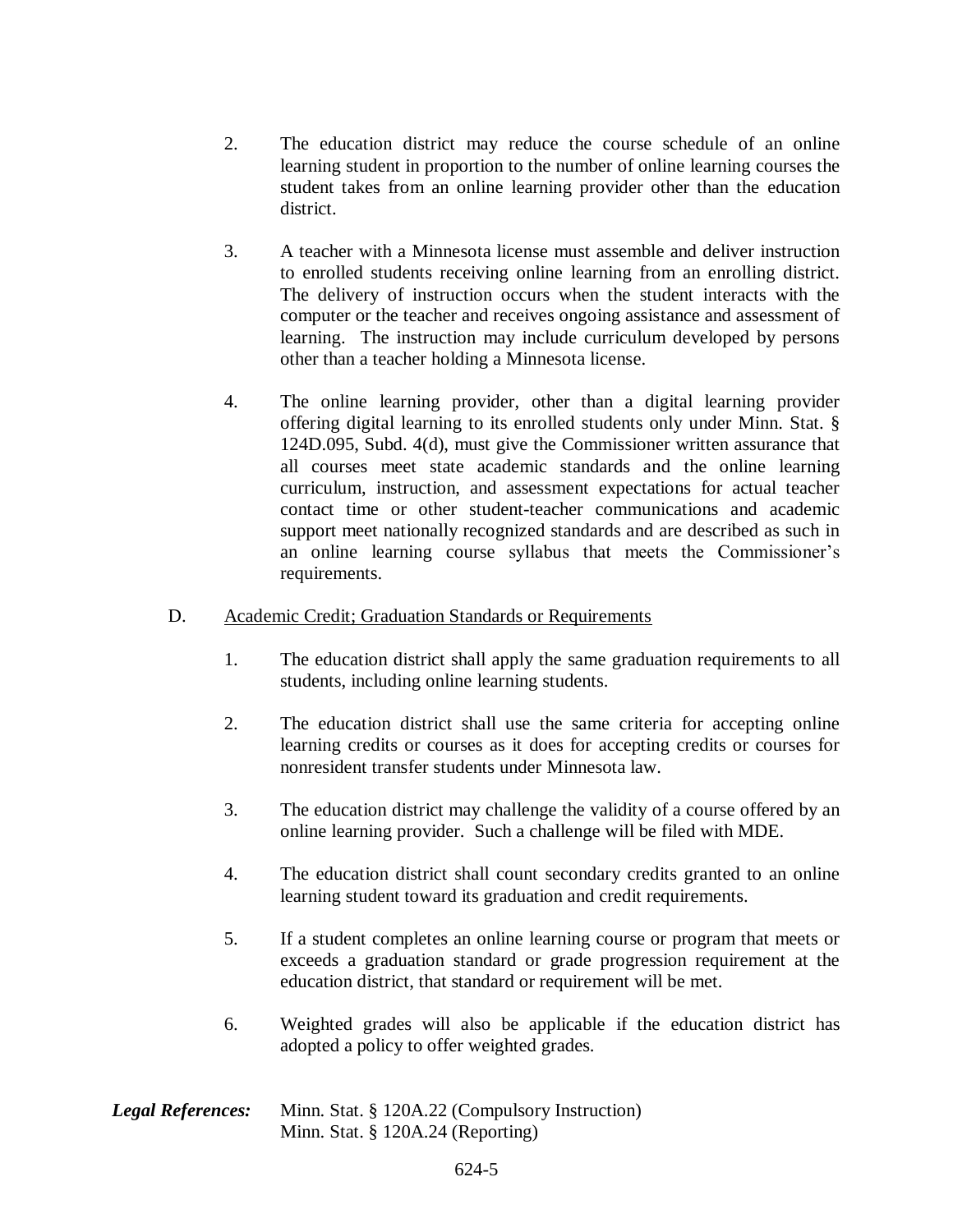2. The education district may reduce the course schedule of an online learning student in proportion to the number of online learning courses the student takes from an online learning provider other than the education district.

3. A teacher with a Minnesota license must assemble and deliver instruction to enrolled students receiving online learning from an enrolling district. The delivery of instruction occurs when the student interacts with the computer or the teacher and receives ongoing assistance and assessment of learning. The instruction may include curriculum developed by persons other than a teacher holding a Minnesota license.

4. The online learning provider, other than a digital learning provider offering digital learning to its enrolled students only under Minn. Stat. § 124D.095, Subd. 4(d), must give the Commissioner written assurance that all courses meet state academic standards and the online learning curriculum, instruction, and assessment expectations for actual teacher contact time or other student-teacher communications and academic support meet nationally recognized standards and are described as such in an online learning course syllabus that meets the Commissioner's requirements.

D. <u>Academic Credit; Graduation Standards or Requirements</u>

1. The education district shall apply the same graduation requirements to all students, including online learning students.

2. The education district shall use the same criteria for accepting online learning credits or courses as it does for accepting credits or courses for nonresident transfer students under Minnesota law.

3. The education district may challenge the validity of a course offered by an online learning provider. Such a challenge will be filed with MDE.

4. The education district shall count secondary credits granted to an online learning student toward its graduation and credit requirements.

5. If a student completes an online learning course or program that meets or exceeds a graduation standard or grade progression requirement at the education district, that standard or requirement will be met.

6. Weighted grades will also be applicable if the education district has adopted a policy to offer weighted grades.

***Legal References:*** Minn. Stat. § 120A.22 (Compulsory Instruction)
Minn. Stat. § 120A.24 (Reporting)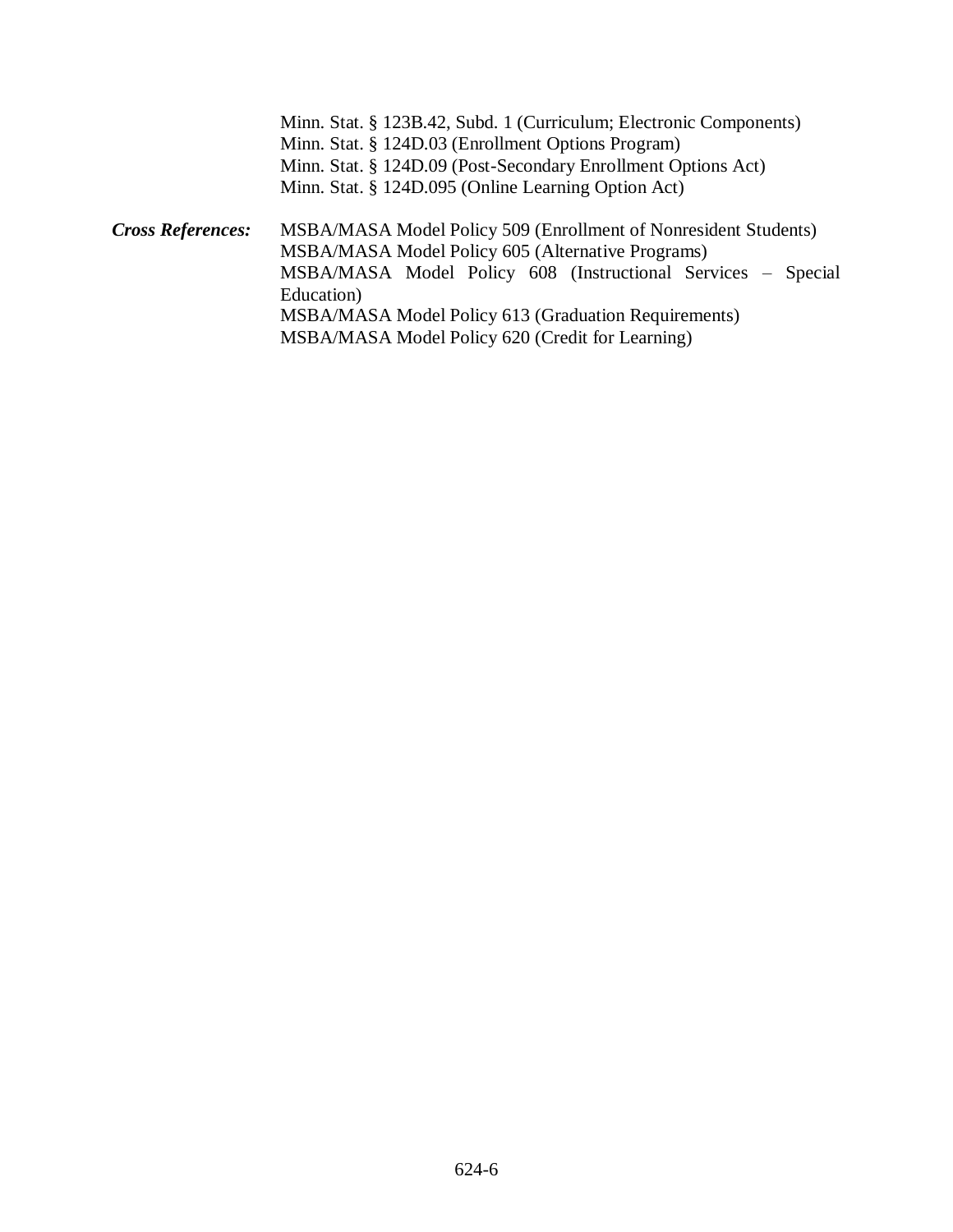Minn. Stat. § 123B.42, Subd. 1 (Curriculum; Electronic Components)
Minn. Stat. § 124D.03 (Enrollment Options Program)
Minn. Stat. § 124D.09 (Post-Secondary Enrollment Options Act)
Minn. Stat. § 124D.095 (Online Learning Option Act)

***Cross References:*** MSBA/MASA Model Policy 509 (Enrollment of Nonresident Students)
MSBA/MASA Model Policy 605 (Alternative Programs)
MSBA/MASA Model Policy 608 (Instructional Services – Special Education)
MSBA/MASA Model Policy 613 (Graduation Requirements)
MSBA/MASA Model Policy 620 (Credit for Learning)